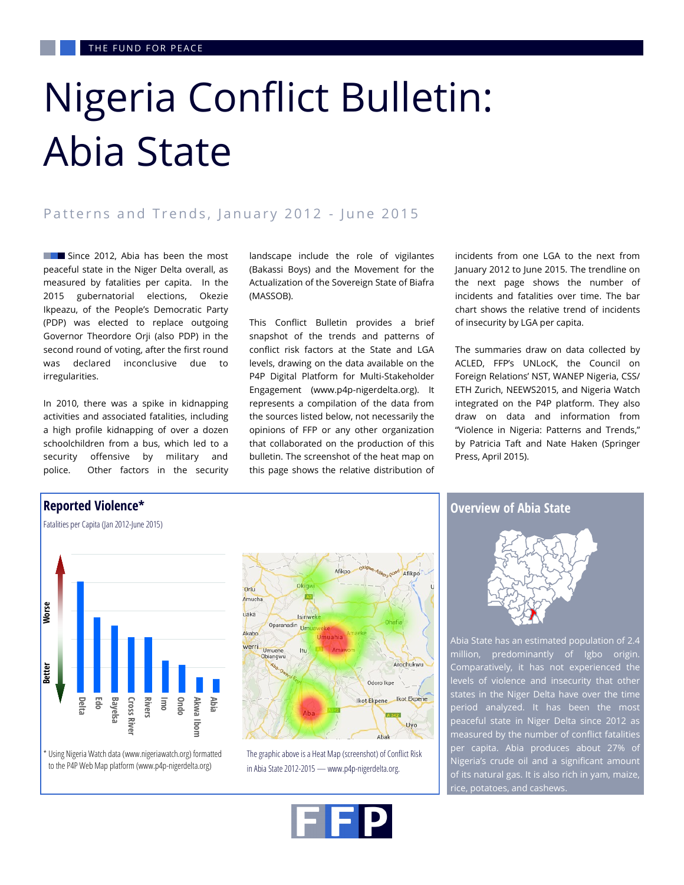# Nigeria Conflict Bulletin: Abia State

## Patterns and Trends, January 2012 - June 2015

Since 2012, Abia has been the most peaceful state in the Niger Delta overall, as measured by fatalities per capita. In the 2015 gubernatorial elections, Okezie Ikpeazu, of the People's Democratic Party (PDP) was elected to replace outgoing Governor Theordore Orji (also PDP) in the second round of voting, after the first round was declared inconclusive due to irregularities.

In 2010, there was a spike in kidnapping activities and associated fatalities, including a high profile kidnapping of over a dozen schoolchildren from a bus, which led to a security offensive by military and police. Other factors in the security landscape include the role of vigilantes (Bakassi Boys) and the Movement for the Actualization of the Sovereign State of Biafra (MASSOB).

This Conflict Bulletin provides a brief snapshot of the trends and patterns of conflict risk factors at the State and LGA levels, drawing on the data available on the P4P Digital Platform for Multi-Stakeholder Engagement (www.p4p-nigerdelta.org). It represents a compilation of the data from the sources listed below, not necessarily the opinions of FFP or any other organization that collaborated on the production of this bulletin. The screenshot of the heat map on this page shows the relative distribution of incidents from one LGA to the next from January 2012 to June 2015. The trendline on the next page shows the number of incidents and fatalities over time. The bar chart shows the relative trend of incidents of insecurity by LGA per capita.

The summaries draw on data collected by ACLED, FFP's UNLocK, the Council on Foreign Relations' NST, WANEP Nigeria, CSS/ETH Zurich, NEEWS2015, and Nigeria Watch integrated on the P4P platform. They also draw on data and information from "Violence in Nigeria: Patterns and Trends," by Patricia Taft and Nate Haken (Springer Press, April 2015).

### Reported Violence*

Fatalities per Capita (Jan 2012-June 2015)

\* Using Nigeria Watch data (www.nigeriawatch.org) formatted to the P4P Web Map platform (www.p4p-nigerdelta.org)

The graphic above is a Heat Map (screenshot) of Conflict Risk in Abia State 2012-2015 — www.p4p-nigerdelta.org.

### Overview of Abia State

Abia State has an estimated population of 2.4 million, predominantly of Igbo origin. Comparatively, it has not experienced the levels of violence and insecurity that other states in the Niger Delta have over the time period analyzed. It has been the most peaceful state in Niger Delta since 2012 as measured by the number of conflict fatalities per capita. Abia produces about 27% of Nigeria's crude oil and a significant amount of its natural gas. It is also rich in yam, maize, rice, potatoes, and cashews.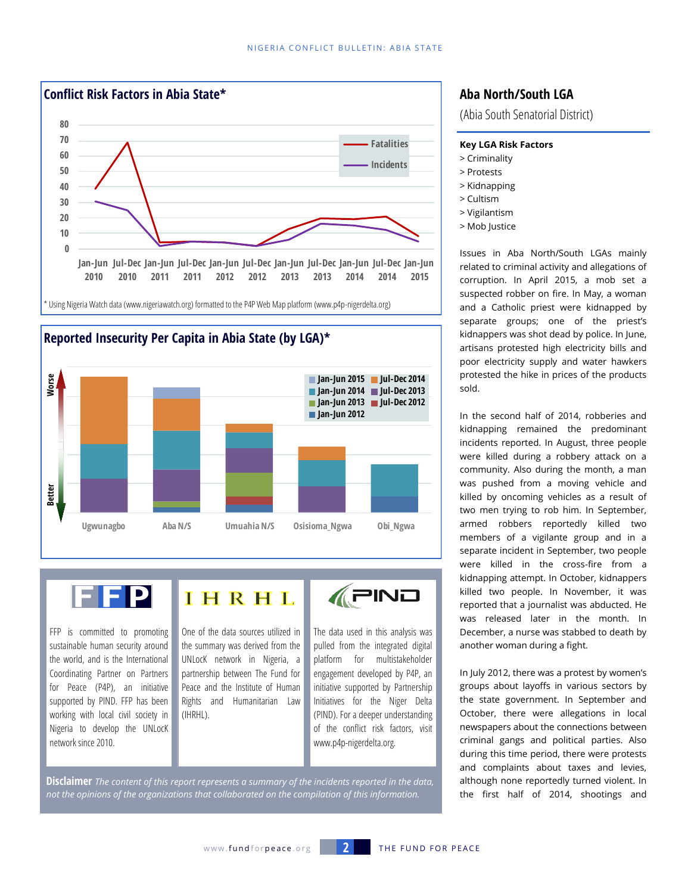## Conflict Risk Factors in Abia State*

* Using Nigeria Watch data (www.nigeriawatch.org) formatted to the P4P Web Map platform (www.p4p-nigerdelta.org)

## Reported Insecurity Per Capita in Abia State (by LGA)*

FFP is committed to promoting sustainable human security around the world, and is the International Coordinating Partner on Partners for Peace (P4P), an initiative supported by PIND. FFP has been working with local civil society in Nigeria to develop the UNLocK network since 2010.

One of the data sources utilized in the summary was derived from the UNLocK network in Nigeria, a partnership between The Fund for Peace and the Institute of Human Rights and Humanitarian Law (IHRHL).

The data used in this analysis was pulled from the integrated digital platform for multistakeholder engagement developed by P4P, an initiative supported by Partnership Initiatives for the Niger Delta (PIND). For a deeper understanding of the conflict risk factors, visit www.p4p-nigerdelta.org.

**Disclaimer** *The content of this report represents a summary of the incidents reported in the data, not the opinions of the organizations that collaborated on the compilation of this information.*

## Aba North/South LGA

(Abia South Senatorial District)

**Key LGA Risk Factors**

> Criminality
> Protests
> Kidnapping
> Cultism
> Vigilantism
> Mob Justice

Issues in Aba North/South LGAs mainly related to criminal activity and allegations of corruption. In April 2015, a mob set a suspected robber on fire. In May, a woman and a Catholic priest were kidnapped by separate groups; one of the priest's kidnappers was shot dead by police. In June, artisans protested high electricity bills and poor electricity supply and water hawkers protested the hike in prices of the products sold.

In the second half of 2014, robberies and kidnapping remained the predominant incidents reported. In August, three people were killed during a robbery attack on a community. Also during the month, a man was pushed from a moving vehicle and killed by oncoming vehicles as a result of two men trying to rob him. In September, armed robbers reportedly killed two members of a vigilante group and in a separate incident in September, two people were killed in the cross-fire from a kidnapping attempt. In October, kidnappers killed two people. In November, it was reported that a journalist was abducted. He was released later in the month. In December, a nurse was stabbed to death by another woman during a fight.

In July 2012, there was a protest by women's groups about layoffs in various sectors by the state government. In September and October, there were allegations in local newspapers about the connections between criminal gangs and political parties. Also during this time period, there were protests and complaints about taxes and levies, although none reportedly turned violent. In the first half of 2014, shootings and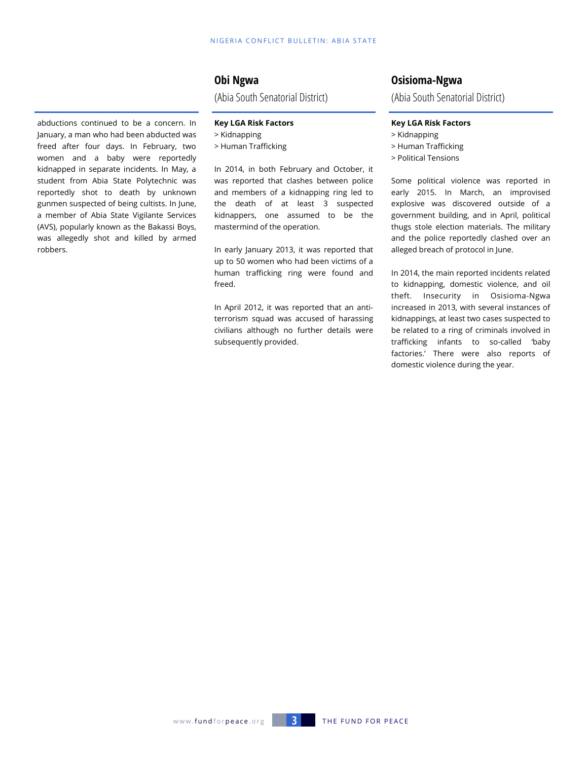abductions continued to be a concern. In January, a man who had been abducted was freed after four days. In February, two women and a baby were reportedly kidnapped in separate incidents. In May, a student from Abia State Polytechnic was reportedly shot to death by unknown gunmen suspected of being cultists. In June, a member of Abia State Vigilante Services (AVS), popularly known as the Bakassi Boys, was allegedly shot and killed by armed robbers.

## Obi Ngwa

(Abia South Senatorial District)

**Key LGA Risk Factors**

> Kidnapping
> Human Trafficking

In 2014, in both February and October, it was reported that clashes between police and members of a kidnapping ring led to the death of at least 3 suspected kidnappers, one assumed to be the mastermind of the operation.

In early January 2013, it was reported that up to 50 women who had been victims of a human trafficking ring were found and freed.

In April 2012, it was reported that an anti-terrorism squad was accused of harassing civilians although no further details were subsequently provided.

## Osisioma-Ngwa

(Abia South Senatorial District)

**Key LGA Risk Factors**

> Kidnapping
> Human Trafficking
> Political Tensions

Some political violence was reported in early 2015. In March, an improvised explosive was discovered outside of a government building, and in April, political thugs stole election materials. The military and the police reportedly clashed over an alleged breach of protocol in June.

In 2014, the main reported incidents related to kidnapping, domestic violence, and oil theft. Insecurity in Osisioma-Ngwa increased in 2013, with several instances of kidnappings, at least two cases suspected to be related to a ring of criminals involved in trafficking infants to so-called 'baby factories.' There were also reports of domestic violence during the year.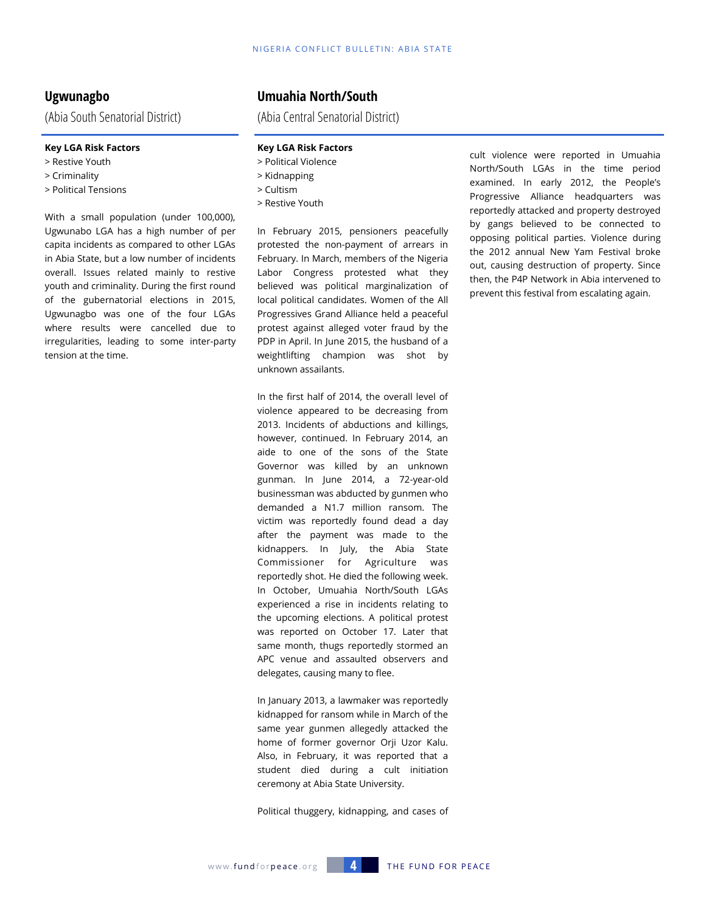## Ugwunagbo

(Abia South Senatorial District)

**Key LGA Risk Factors**

> Restive Youth
> Criminality
> Political Tensions

With a small population (under 100,000), Ugwunabo LGA has a high number of per capita incidents as compared to other LGAs in Abia State, but a low number of incidents overall. Issues related mainly to restive youth and criminality. During the first round of the gubernatorial elections in 2015, Ugwunagbo was one of the four LGAs where results were cancelled due to irregularities, leading to some inter-party tension at the time.

## Umuahia North/South

(Abia Central Senatorial District)

**Key LGA Risk Factors**

> Political Violence
> Kidnapping
> Cultism
> Restive Youth

In February 2015, pensioners peacefully protested the non-payment of arrears in February. In March, members of the Nigeria Labor Congress protested what they believed was political marginalization of local political candidates. Women of the All Progressives Grand Alliance held a peaceful protest against alleged voter fraud by the PDP in April. In June 2015, the husband of a weightlifting champion was shot by unknown assailants.

In the first half of 2014, the overall level of violence appeared to be decreasing from 2013. Incidents of abductions and killings, however, continued. In February 2014, an aide to one of the sons of the State Governor was killed by an unknown gunman. In June 2014, a 72-year-old businessman was abducted by gunmen who demanded a N1.7 million ransom. The victim was reportedly found dead a day after the payment was made to the kidnappers. In July, the Abia State Commissioner for Agriculture was reportedly shot. He died the following week. In October, Umuahia North/South LGAs experienced a rise in incidents relating to the upcoming elections. A political protest was reported on October 17. Later that same month, thugs reportedly stormed an APC venue and assaulted observers and delegates, causing many to flee.

In January 2013, a lawmaker was reportedly kidnapped for ransom while in March of the same year gunmen allegedly attacked the home of former governor Orji Uzor Kalu. Also, in February, it was reported that a student died during a cult initiation ceremony at Abia State University.

Political thuggery, kidnapping, and cases of cult violence were reported in Umuahia North/South LGAs in the time period examined. In early 2012, the People's Progressive Alliance headquarters was reportedly attacked and property destroyed by gangs believed to be connected to opposing political parties. Violence during the 2012 annual New Yam Festival broke out, causing destruction of property. Since then, the P4P Network in Abia intervened to prevent this festival from escalating again.